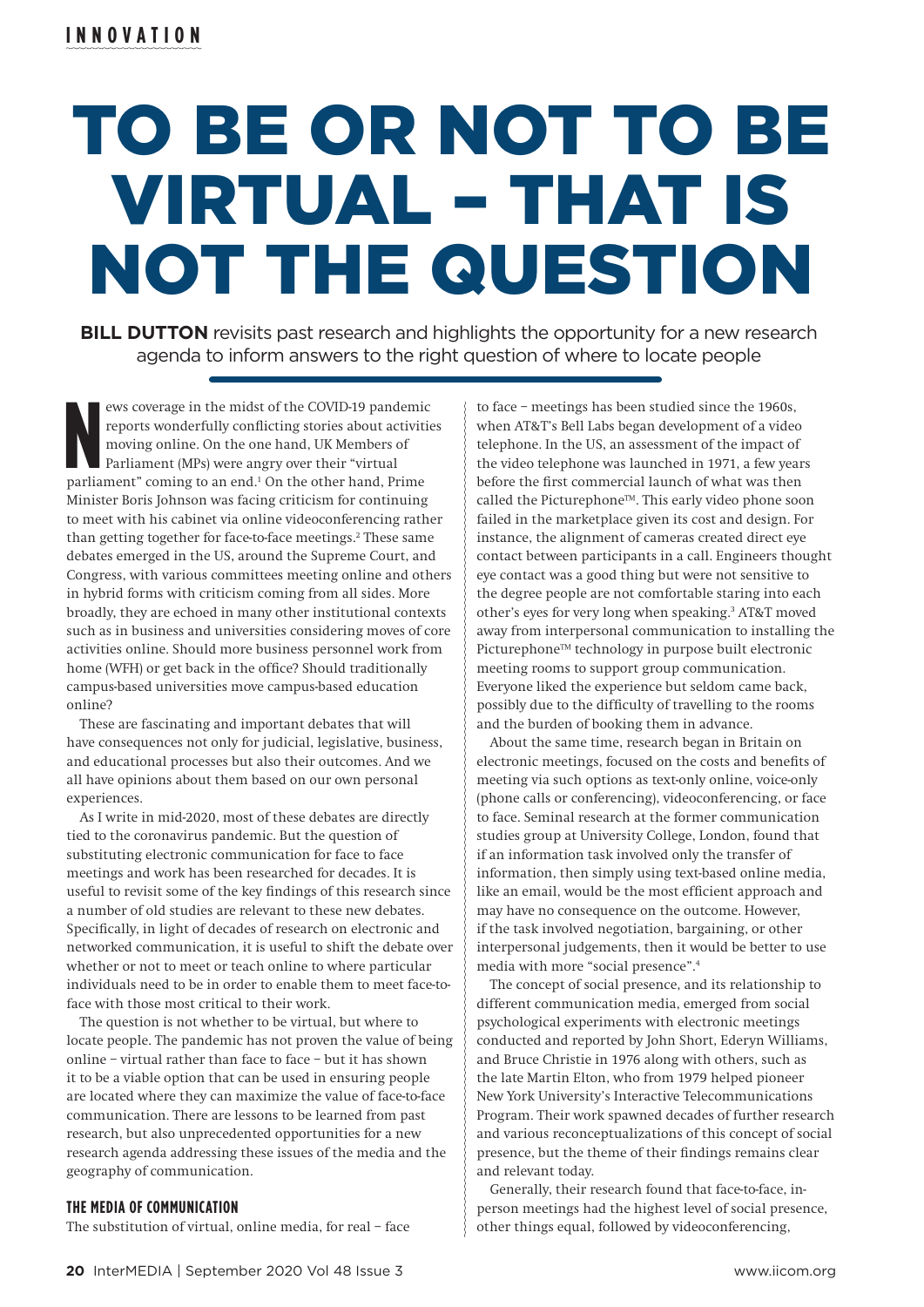INNOVATION

# TO BE OR NOT TO BE VIRTUAL – THAT IS NOT THE QUESTION

**BILL DUTTON** revisits past research and highlights the opportunity for a new research agenda to inform answers to the right question of where to locate people

News coverage in the midst of the COVID-19 pandemic reports wonderfully conflicting stories about activities moving online. On the one hand, UK Members of Parliament (MPs) were angry over their "virtual parliament" coming to an end.[1] On the other hand, Prime Minister Boris Johnson was facing criticism for continuing to meet with his cabinet via online videoconferencing rather than getting together for face-to-face meetings.[2] These same debates emerged in the US, around the Supreme Court, and Congress, with various committees meeting online and others in hybrid forms with criticism coming from all sides. More broadly, they are echoed in many other institutional contexts such as in business and universities considering moves of core activities online. Should more business personnel work from home (WFH) or get back in the office? Should traditionally campus-based universities move campus-based education online?

These are fascinating and important debates that will have consequences not only for judicial, legislative, business, and educational processes but also their outcomes. And we all have opinions about them based on our own personal experiences.

As I write in mid-2020, most of these debates are directly tied to the coronavirus pandemic. But the question of substituting electronic communication for face to face meetings and work has been researched for decades. It is useful to revisit some of the key findings of this research since a number of old studies are relevant to these new debates. Specifically, in light of decades of research on electronic and networked communication, it is useful to shift the debate over whether or not to meet or teach online to where particular individuals need to be in order to enable them to meet face-to-face with those most critical to their work.

The question is not whether to be virtual, but where to locate people. The pandemic has not proven the value of being online – virtual rather than face to face – but it has shown it to be a viable option that can be used in ensuring people are located where they can maximize the value of face-to-face communication. There are lessons to be learned from past research, but also unprecedented opportunities for a new research agenda addressing these issues of the media and the geography of communication.

## THE MEDIA OF COMMUNICATION

The substitution of virtual, online media, for real – face to face – meetings has been studied since the 1960s, when AT&T's Bell Labs began development of a video telephone. In the US, an assessment of the impact of the video telephone was launched in 1971, a few years before the first commercial launch of what was then called the Picturephone™. This early video phone soon failed in the marketplace given its cost and design. For instance, the alignment of cameras created direct eye contact between participants in a call. Engineers thought eye contact was a good thing but were not sensitive to the degree people are not comfortable staring into each other's eyes for very long when speaking.[3] AT&T moved away from interpersonal communication to installing the Picturephone™ technology in purpose built electronic meeting rooms to support group communication. Everyone liked the experience but seldom came back, possibly due to the difficulty of travelling to the rooms and the burden of booking them in advance.

About the same time, research began in Britain on electronic meetings, focused on the costs and benefits of meeting via such options as text-only online, voice-only (phone calls or conferencing), videoconferencing, or face to face. Seminal research at the former communication studies group at University College, London, found that if an information task involved only the transfer of information, then simply using text-based online media, like an email, would be the most efficient approach and may have no consequence on the outcome. However, if the task involved negotiation, bargaining, or other interpersonal judgements, then it would be better to use media with more "social presence".[4]

The concept of social presence, and its relationship to different communication media, emerged from social psychological experiments with electronic meetings conducted and reported by John Short, Ederyn Williams, and Bruce Christie in 1976 along with others, such as the late Martin Elton, who from 1979 helped pioneer New York University's Interactive Telecommunications Program. Their work spawned decades of further research and various reconceptualizations of this concept of social presence, but the theme of their findings remains clear and relevant today.

Generally, their research found that face-to-face, in-person meetings had the highest level of social presence, other things equal, followed by videoconferencing,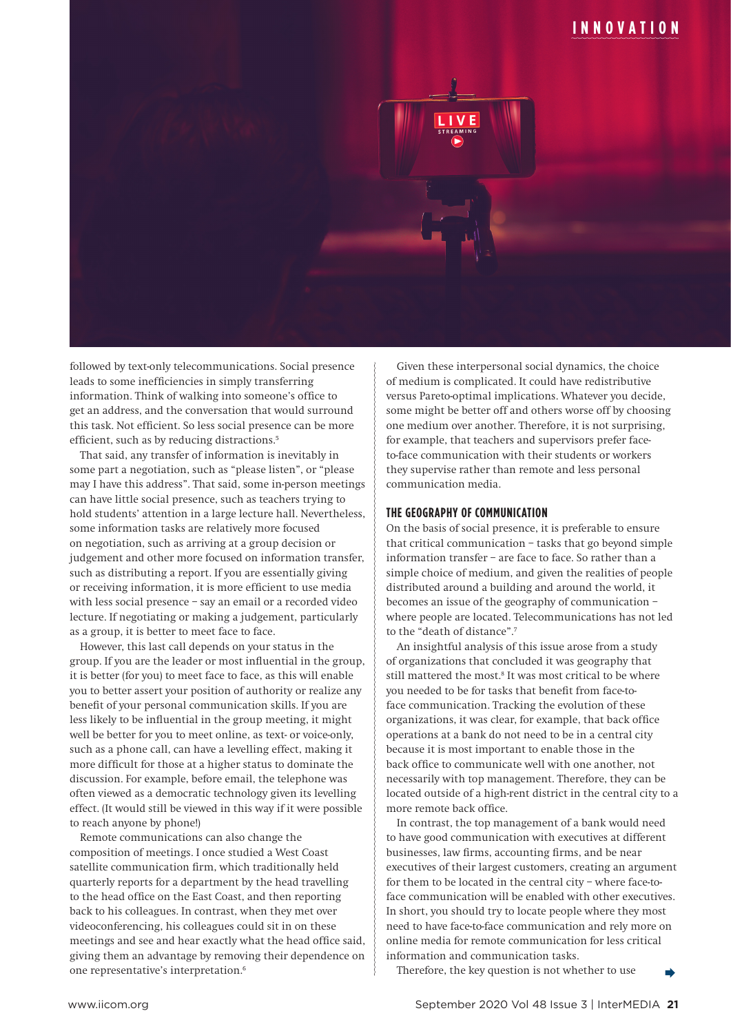followed by text-only telecommunications. Social presence leads to some inefficiencies in simply transferring information. Think of walking into someone's office to get an address, and the conversation that would surround this task. Not efficient. So less social presence can be more efficient, such as by reducing distractions.[5]

That said, any transfer of information is inevitably in some part a negotiation, such as "please listen", or "please may I have this address". That said, some in-person meetings can have little social presence, such as teachers trying to hold students' attention in a large lecture hall. Nevertheless, some information tasks are relatively more focused on negotiation, such as arriving at a group decision or judgement and other more focused on information transfer, such as distributing a report. If you are essentially giving or receiving information, it is more efficient to use media with less social presence – say an email or a recorded video lecture. If negotiating or making a judgement, particularly as a group, it is better to meet face to face.

However, this last call depends on your status in the group. If you are the leader or most influential in the group, it is better (for you) to meet face to face, as this will enable you to better assert your position of authority or realize any benefit of your personal communication skills. If you are less likely to be influential in the group meeting, it might well be better for you to meet online, as text- or voice-only, such as a phone call, can have a levelling effect, making it more difficult for those at a higher status to dominate the discussion. For example, before email, the telephone was often viewed as a democratic technology given its levelling effect. (It would still be viewed in this way if it were possible to reach anyone by phone!)

Remote communications can also change the composition of meetings. I once studied a West Coast satellite communication firm, which traditionally held quarterly reports for a department by the head travelling to the head office on the East Coast, and then reporting back to his colleagues. In contrast, when they met over videoconferencing, his colleagues could sit in on these meetings and see and hear exactly what the head office said, giving them an advantage by removing their dependence on one representative's interpretation.[6]

Given these interpersonal social dynamics, the choice of medium is complicated. It could have redistributive versus Pareto-optimal implications. Whatever you decide, some might be better off and others worse off by choosing one medium over another. Therefore, it is not surprising, for example, that teachers and supervisors prefer face-to-face communication with their students or workers they supervise rather than remote and less personal communication media.

## THE GEOGRAPHY OF COMMUNICATION

On the basis of social presence, it is preferable to ensure that critical communication – tasks that go beyond simple information transfer – are face to face. So rather than a simple choice of medium, and given the realities of people distributed around a building and around the world, it becomes an issue of the geography of communication – where people are located. Telecommunications has not led to the "death of distance".[7]

An insightful analysis of this issue arose from a study of organizations that concluded it was geography that still mattered the most.[8] It was most critical to be where you needed to be for tasks that benefit from face-to-face communication. Tracking the evolution of these organizations, it was clear, for example, that back office operations at a bank do not need to be in a central city because it is most important to enable those in the back office to communicate well with one another, not necessarily with top management. Therefore, they can be located outside of a high-rent district in the central city to a more remote back office.

In contrast, the top management of a bank would need to have good communication with executives at different businesses, law firms, accounting firms, and be near executives of their largest customers, creating an argument for them to be located in the central city – where face-to-face communication will be enabled with other executives. In short, you should try to locate people where they most need to have face-to-face communication and rely more on online media for remote communication for less critical information and communication tasks.

Therefore, the key question is not whether to use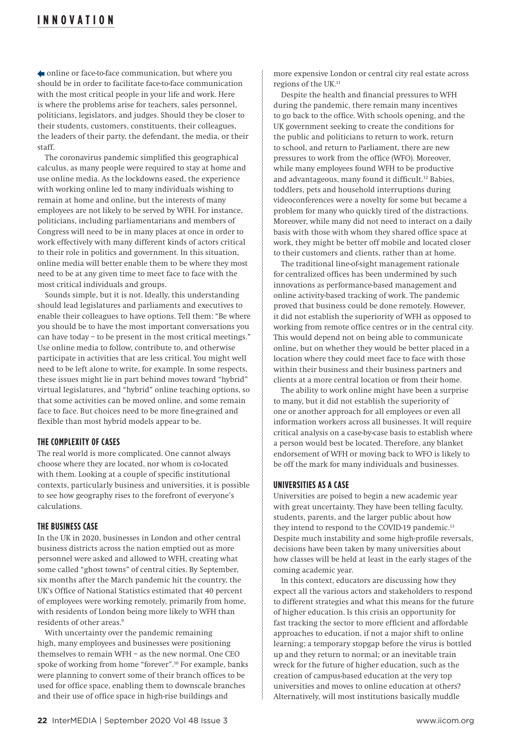online or face-to-face communication, but where you should be in order to facilitate face-to-face communication with the most critical people in your life and work. Here is where the problems arise for teachers, sales personnel, politicians, legislators, and judges. Should they be closer to their students, customers, constituents, their colleagues, the leaders of their party, the defendant, the media, or their staff.

The coronavirus pandemic simplified this geographical calculus, as many people were required to stay at home and use online media. As the lockdowns eased, the experience with working online led to many individuals wishing to remain at home and online, but the interests of many employees are not likely to be served by WFH. For instance, politicians, including parliamentarians and members of Congress will need to be in many places at once in order to work effectively with many different kinds of actors critical to their role in politics and government. In this situation, online media will better enable them to be where they most need to be at any given time to meet face to face with the most critical individuals and groups.

Sounds simple, but it is not. Ideally, this understanding should lead legislatures and parliaments and executives to enable their colleagues to have options. Tell them: "Be where you should be to have the most important conversations you can have today – to be present in the most critical meetings." Use online media to follow, contribute to, and otherwise participate in activities that are less critical. You might well need to be left alone to write, for example. In some respects, these issues might lie in part behind moves toward "hybrid" virtual legislatures, and "hybrid" online teaching options, so that some activities can be moved online, and some remain face to face. But choices need to be more fine-grained and flexible than most hybrid models appear to be.

## THE COMPLEXITY OF CASES

The real world is more complicated. One cannot always choose where they are located, nor whom is co-located with them. Looking at a couple of specific institutional contexts, particularly business and universities, it is possible to see how geography rises to the forefront of everyone's calculations.

## THE BUSINESS CASE

In the UK in 2020, businesses in London and other central business districts across the nation emptied out as more personnel were asked and allowed to WFH, creating what some called "ghost towns" of central cities. By September, six months after the March pandemic hit the country, the UK's Office of National Statistics estimated that 40 percent of employees were working remotely, primarily from home, with residents of London being more likely to WFH than residents of other areas.[9]

With uncertainty over the pandemic remaining high, many employees and businesses were positioning themselves to remain WFH – as the new normal. One CEO spoke of working from home "forever".[10] For example, banks were planning to convert some of their branch offices to be used for office space, enabling them to downscale branches and their use of office space in high-rise buildings and more expensive London or central city real estate across regions of the UK.[11]

Despite the health and financial pressures to WFH during the pandemic, there remain many incentives to go back to the office. With schools opening, and the UK government seeking to create the conditions for the public and politicians to return to work, return to school, and return to Parliament, there are new pressures to work from the office (WFO). Moreover, while many employees found WFH to be productive and advantageous, many found it difficult.[12] Babies, toddlers, pets and household interruptions during videoconferences were a novelty for some but became a problem for many who quickly tired of the distractions. Moreover, while many did not need to interact on a daily basis with those with whom they shared office space at work, they might be better off mobile and located closer to their customers and clients, rather than at home.

The traditional line-of-sight management rationale for centralized offices has been undermined by such innovations as performance-based management and online activity-based tracking of work. The pandemic proved that business could be done remotely. However, it did not establish the superiority of WFH as opposed to working from remote office centres or in the central city. This would depend not on being able to communicate online, but on whether they would be better placed in a location where they could meet face to face with those within their business and their business partners and clients at a more central location or from their home.

The ability to work online might have been a surprise to many, but it did not establish the superiority of one or another approach for all employees or even all information workers across all businesses. It will require critical analysis on a case-by-case basis to establish where a person would best be located. Therefore, any blanket endorsement of WFH or moving back to WFO is likely to be off the mark for many individuals and businesses.

## UNIVERSITIES AS A CASE

Universities are poised to begin a new academic year with great uncertainty. They have been telling faculty, students, parents, and the larger public about how they intend to respond to the COVID-19 pandemic.[13] Despite much instability and some high-profile reversals, decisions have been taken by many universities about how classes will be held at least in the early stages of the coming academic year.

In this context, educators are discussing how they expect all the various actors and stakeholders to respond to different strategies and what this means for the future of higher education. Is this crisis an opportunity for fast tracking the sector to more efficient and affordable approaches to education, if not a major shift to online learning; a temporary stopgap before the virus is bottled up and they return to normal; or an inevitable train wreck for the future of higher education, such as the creation of campus-based education at the very top universities and moves to online education at others? Alternatively, will most institutions basically muddle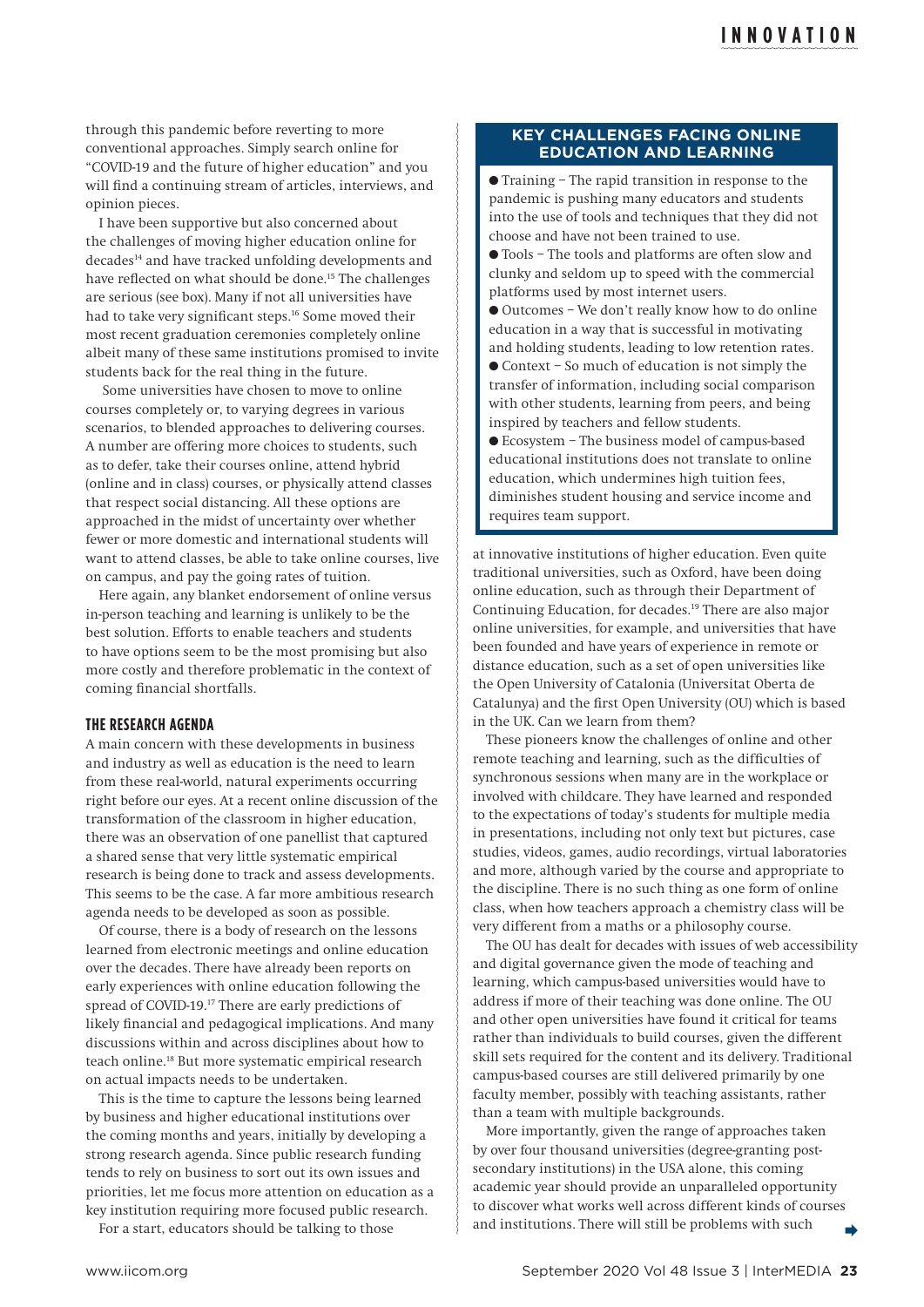through this pandemic before reverting to more conventional approaches. Simply search online for "COVID-19 and the future of higher education" and you will find a continuing stream of articles, interviews, and opinion pieces.

I have been supportive but also concerned about the challenges of moving higher education online for decades[14] and have tracked unfolding developments and have reflected on what should be done.[15] The challenges are serious (see box). Many if not all universities have had to take very significant steps.[16] Some moved their most recent graduation ceremonies completely online albeit many of these same institutions promised to invite students back for the real thing in the future.

Some universities have chosen to move to online courses completely or, to varying degrees in various scenarios, to blended approaches to delivering courses. A number are offering more choices to students, such as to defer, take their courses online, attend hybrid (online and in class) courses, or physically attend classes that respect social distancing. All these options are approached in the midst of uncertainty over whether fewer or more domestic and international students will want to attend classes, be able to take online courses, live on campus, and pay the going rates of tuition.

Here again, any blanket endorsement of online versus in-person teaching and learning is unlikely to be the best solution. Efforts to enable teachers and students to have options seem to be the most promising but also more costly and therefore problematic in the context of coming financial shortfalls.

## THE RESEARCH AGENDA

A main concern with these developments in business and industry as well as education is the need to learn from these real-world, natural experiments occurring right before our eyes. At a recent online discussion of the transformation of the classroom in higher education, there was an observation of one panellist that captured a shared sense that very little systematic empirical research is being done to track and assess developments. This seems to be the case. A far more ambitious research agenda needs to be developed as soon as possible.

Of course, there is a body of research on the lessons learned from electronic meetings and online education over the decades. There have already been reports on early experiences with online education following the spread of COVID-19.[17] There are early predictions of likely financial and pedagogical implications. And many discussions within and across disciplines about how to teach online.[18] But more systematic empirical research on actual impacts needs to be undertaken.

This is the time to capture the lessons being learned by business and higher educational institutions over the coming months and years, initially by developing a strong research agenda. Since public research funding tends to rely on business to sort out its own issues and priorities, let me focus more attention on education as a key institution requiring more focused public research.

For a start, educators should be talking to those at innovative institutions of higher education. Even quite traditional universities, such as Oxford, have been doing online education, such as through their Department of Continuing Education, for decades.[19] There are also major online universities, for example, and universities that have been founded and have years of experience in remote or distance education, such as a set of open universities like the Open University of Catalonia (Universitat Oberta de Catalunya) and the first Open University (OU) which is based in the UK. Can we learn from them?

These pioneers know the challenges of online and other remote teaching and learning, such as the difficulties of synchronous sessions when many are in the workplace or involved with childcare. They have learned and responded to the expectations of today's students for multiple media in presentations, including not only text but pictures, case studies, videos, games, audio recordings, virtual laboratories and more, although varied by the course and appropriate to the discipline. There is no such thing as one form of online class, when how teachers approach a chemistry class will be very different from a maths or a philosophy course.

The OU has dealt for decades with issues of web accessibility and digital governance given the mode of teaching and learning, which campus-based universities would have to address if more of their teaching was done online. The OU and other open universities have found it critical for teams rather than individuals to build courses, given the different skill sets required for the content and its delivery. Traditional campus-based courses are still delivered primarily by one faculty member, possibly with teaching assistants, rather than a team with multiple backgrounds.

More importantly, given the range of approaches taken by over four thousand universities (degree-granting post-secondary institutions) in the USA alone, this coming academic year should provide an unparalleled opportunity to discover what works well across different kinds of courses and institutions. There will still be problems with such

### KEY CHALLENGES FACING ONLINE EDUCATION AND LEARNING

- Training – The rapid transition in response to the pandemic is pushing many educators and students into the use of tools and techniques that they did not choose and have not been trained to use.
- Tools – The tools and platforms are often slow and clunky and seldom up to speed with the commercial platforms used by most internet users.
- Outcomes – We don't really know how to do online education in a way that is successful in motivating and holding students, leading to low retention rates.
- Context – So much of education is not simply the transfer of information, including social comparison with other students, learning from peers, and being inspired by teachers and fellow students.
- Ecosystem – The business model of campus-based educational institutions does not translate to online education, which undermines high tuition fees, diminishes student housing and service income and requires team support.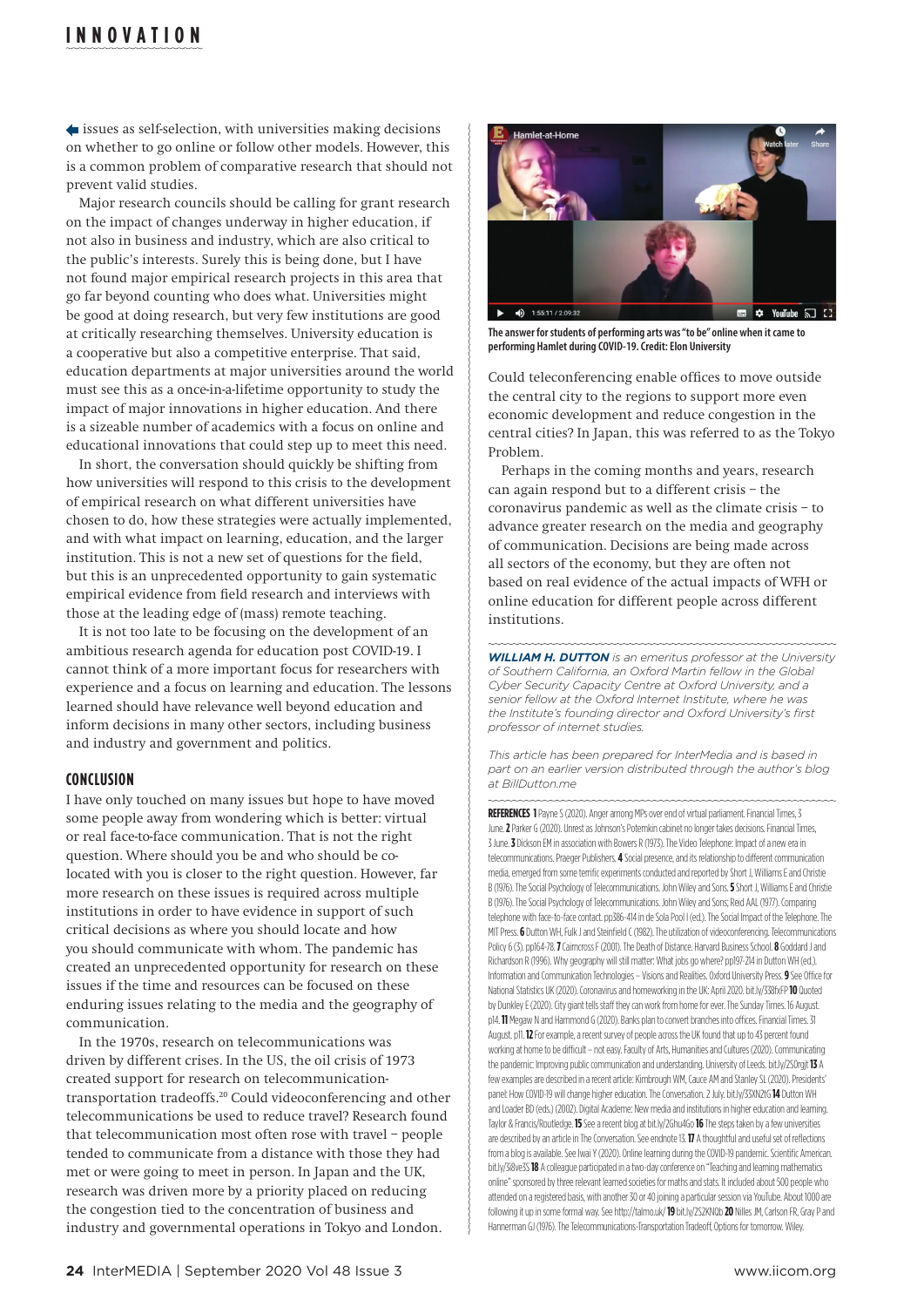issues as self-selection, with universities making decisions on whether to go online or follow other models. However, this is a common problem of comparative research that should not prevent valid studies.

Major research councils should be calling for grant research on the impact of changes underway in higher education, if not also in business and industry, which are also critical to the public's interests. Surely this is being done, but I have not found major empirical research projects in this area that go far beyond counting who does what. Universities might be good at doing research, but very few institutions are good at critically researching themselves. University education is a cooperative but also a competitive enterprise. That said, education departments at major universities around the world must see this as a once-in-a-lifetime opportunity to study the impact of major innovations in higher education. And there is a sizeable number of academics with a focus on online and educational innovations that could step up to meet this need.

In short, the conversation should quickly be shifting from how universities will respond to this crisis to the development of empirical research on what different universities have chosen to do, how these strategies were actually implemented, and with what impact on learning, education, and the larger institution. This is not a new set of questions for the field, but this is an unprecedented opportunity to gain systematic empirical evidence from field research and interviews with those at the leading edge of (mass) remote teaching.

It is not too late to be focusing on the development of an ambitious research agenda for education post COVID-19. I cannot think of a more important focus for researchers with experience and a focus on learning and education. The lessons learned should have relevance well beyond education and inform decisions in many other sectors, including business and industry and government and politics.

## CONCLUSION

I have only touched on many issues but hope to have moved some people away from wondering which is better: virtual or face-to-face communication. That is not the right question. Where should you be and who should be co-located with you is closer to the right question. However, far more research on these issues is required across multiple institutions in order to have evidence in support of such critical decisions as where you should locate and how you should communicate with whom. The pandemic has created an unprecedented opportunity for research on these issues if the time and resources can be focused on these enduring issues relating to the media and the geography of communication.

In the 1970s, research on telecommunications was driven by different crises. In the US, the oil crisis of 1973 created support for research on telecommunication-transportation tradeoffs.[20] Could videoconferencing and other telecommunications be used to reduce travel? Research found that telecommunication most often rose with travel – people tended to communicate from a distance with those they had met or were going to meet in person. In Japan and the UK, research was driven more by a priority placed on reducing the congestion tied to the concentration of business and industry and governmental operations in Tokyo and London.

**The answer for students of performing arts was "to be" online when it came to performing Hamlet during COVID-19. Credit: Elon University**

Could teleconferencing enable offices to move outside the central city to the regions to support more even economic development and reduce congestion in the central cities? In Japan, this was referred to as the Tokyo Problem.

Perhaps in the coming months and years, research can again respond but to a different crisis – the coronavirus pandemic as well as the climate crisis – to advance greater research on the media and geography of communication. Decisions are being made across all sectors of the economy, but they are often not based on real evidence of the actual impacts of WFH or online education for different people across different institutions.

***WILLIAM H. DUTTON** is an emeritus professor at the University of Southern California, an Oxford Martin fellow in the Global Cyber Security Capacity Centre at Oxford University, and a senior fellow at the Oxford Internet Institute, where he was the Institute's founding director and Oxford University's first professor of internet studies.*

*This article has been prepared for InterMedia and is based in part on an earlier version distributed through the author's blog at BillDutton.me*

**REFERENCES** **1** Payne S (2020). Anger among MPs over end of virtual parliament. Financial Times, 3 June. **2** Parker G (2020). Unrest as Johnson's Potemkin cabinet no longer takes decisions. Financial Times, 3 June. **3** Dickson EM in association with Bowers R (1973). The Video Telephone: Impact of a new era in telecommunications. Praeger Publishers. **4** Social presence, and its relationship to different communication media, emerged from some terrific experiments conducted and reported by Short J, Williams E and Christie B (1976). The Social Psychology of Telecommunications. John Wiley and Sons. **5** Short J, Williams E and Christie B (1976). The Social Psychology of Telecommunications. John Wiley and Sons; Reid AAL (1977). Comparing telephone with face-to-face contact. pp386-414 in de Sola Pool I (ed.). The Social Impact of the Telephone. The MIT Press. **6** Dutton WH, Fulk J and Steinfield C (1982). The utilization of videoconferencing. Telecommunications Policy 6 (3). pp164-78. **7** Cairncross F (2001). The Death of Distance. Harvard Business School. **8** Goddard J and Richardson R (1996). Why geography will still matter: What jobs go where? pp197-214 in Dutton WH (ed.). Information and Communication Technologies – Visions and Realities. Oxford University Press. **9** See Office for National Statistics UK (2020). Coronavirus and homeworking in the UK: April 2020. bit.ly/338fxFP **10** Quoted by Dunkley E (2020). City giant tells staff they can work from home for ever. The Sunday Times. 16 August. p14. **11** Megaw N and Hammond G (2020). Banks plan to convert branches into offices. Financial Times. 31 August. p11. **12** For example, a recent survey of people across the UK found that up to 43 percent found working at home to be difficult – not easy. Faculty of Arts, Humanities and Cultures (2020). Communicating the pandemic: Improving public communication and understanding. University of Leeds. bit.ly/2S0rgjt **13** A few examples are described in a recent article: Kimbrough WM, Cauce AM and Stanley SL (2020). Presidents' panel: How COVID-19 will change higher education. The Conversation. 2 July. bit.ly/33XN2tG **14** Dutton WH and Loader BD (eds.) (2002). Digital Academe: New media and institutions in higher education and learning. Taylor & Francis/Routledge. **15** See a recent blog at bit.ly/2Ghu4Go **16** The steps taken by a few universities are described by an article in The Conversation. See endnote 13. **17** A thoughtful and useful set of reflections from a blog is available. See Iwai Y (2020). Online learning during the COVID-19 pandemic. Scientific American. bit.ly/38ve3SS **18** A colleague participated in a two-day conference on "Teaching and learning mathematics online" sponsored by three relevant learned societies for maths and stats. It included about 500 people who attended on a registered basis, with another 30 or 40 joining a particular session via YouTube. About 1000 are following it up in some formal way. See http://talmo.uk/ **19** bit.ly/2S2KNQb **20** Nilles JM, Carlson FR, Gray P and Hanneman GJ (1976). The Telecommunications-Transportation Tradeoff, Options for tomorrow. Wiley.